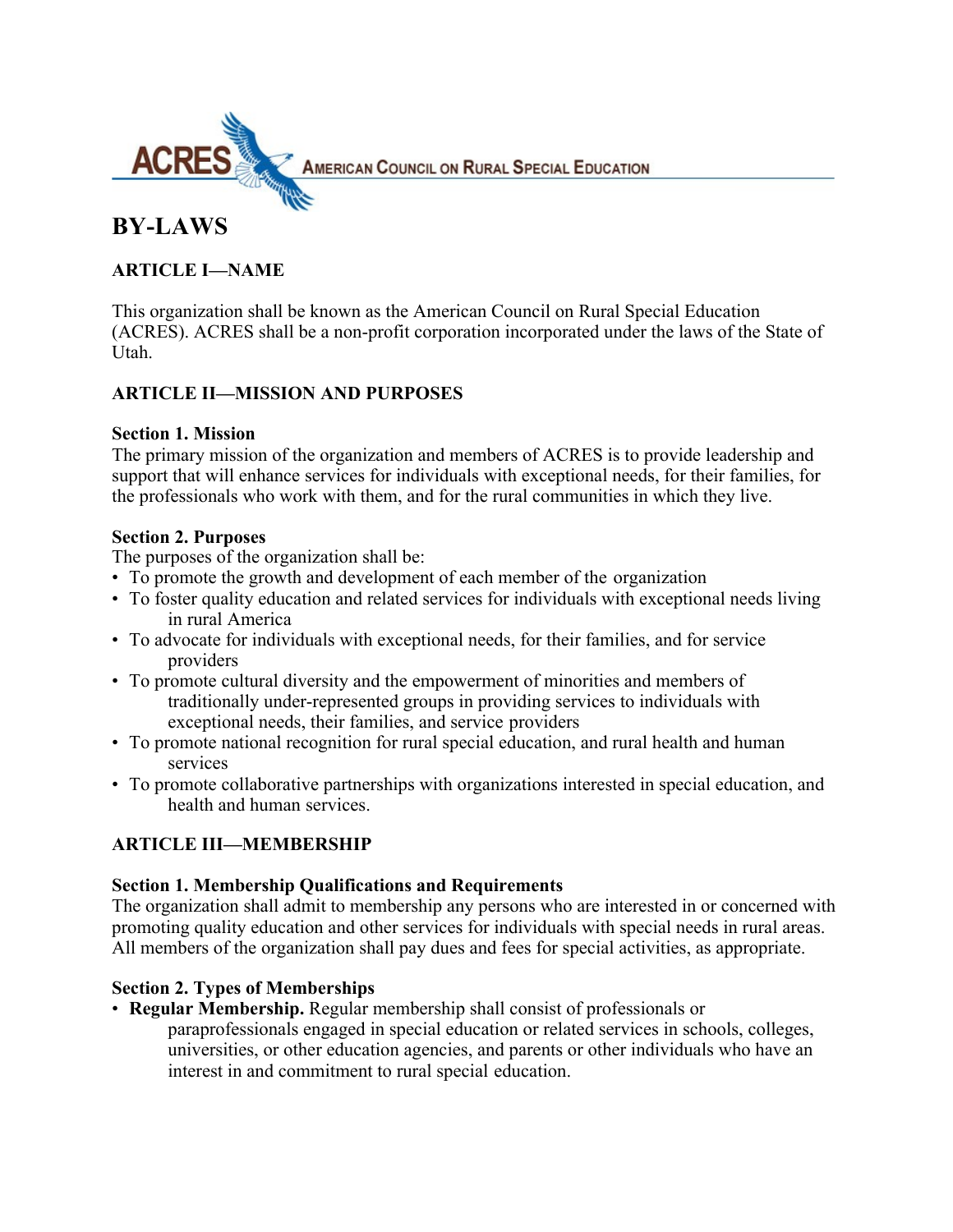ACRES AMERICAN COUNCIL ON RURAL SPECIAL EDUCATION

# BY-LAWS

## ARTICLE I—NAME

This organization shall be known as the American Council on Rural Special Education (ACRES). ACRES shall be a non-profit corporation incorporated under the laws of the State of Utah.

## ARTICLE II—MISSION AND PURPOSES

### Section 1. Mission

The primary mission of the organization and members of ACRES is to provide leadership and support that will enhance services for individuals with exceptional needs, for their families, for the professionals who work with them, and for the rural communities in which they live.

### Section 2. Purposes

The purposes of the organization shall be:

- To promote the growth and development of each member of the organization
- To foster quality education and related services for individuals with exceptional needs living in rural America
- To advocate for individuals with exceptional needs, for their families, and for service providers
- To promote cultural diversity and the empowerment of minorities and members of traditionally under-represented groups in providing services to individuals with exceptional needs, their families, and service providers
- To promote national recognition for rural special education, and rural health and human services
- To promote collaborative partnerships with organizations interested in special education, and health and human services.

## ARTICLE III—MEMBERSHIP

### Section 1. Membership Qualifications and Requirements

The organization shall admit to membership any persons who are interested in or concerned with promoting quality education and other services for individuals with special needs in rural areas. All members of the organization shall pay dues and fees for special activities, as appropriate.

### Section 2. Types of Memberships

- **Regular Membership.** Regular membership shall consist of professionals or paraprofessionals engaged in special education or related services in schools, colleges, universities, or other education agencies, and parents or other individuals who have an interest in and commitment to rural special education.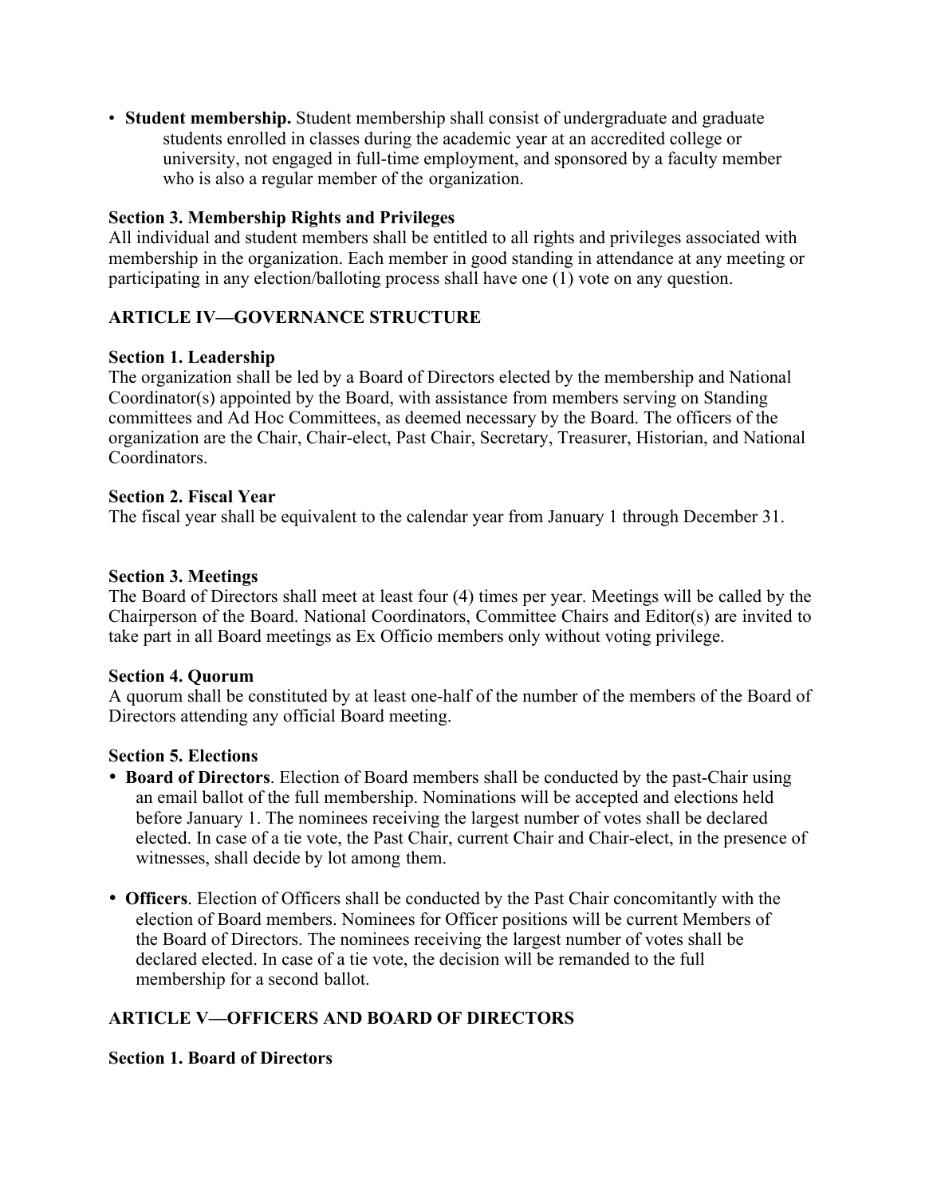- **Student membership.** Student membership shall consist of undergraduate and graduate students enrolled in classes during the academic year at an accredited college or university, not engaged in full-time employment, and sponsored by a faculty member who is also a regular member of the organization.

**Section 3. Membership Rights and Privileges**

All individual and student members shall be entitled to all rights and privileges associated with membership in the organization. Each member in good standing in attendance at any meeting or participating in any election/balloting process shall have one (1) vote on any question.

## ARTICLE IV—GOVERNANCE STRUCTURE

**Section 1. Leadership**

The organization shall be led by a Board of Directors elected by the membership and National Coordinator(s) appointed by the Board, with assistance from members serving on Standing committees and Ad Hoc Committees, as deemed necessary by the Board. The officers of the organization are the Chair, Chair-elect, Past Chair, Secretary, Treasurer, Historian, and National Coordinators.

**Section 2. Fiscal Year**

The fiscal year shall be equivalent to the calendar year from January 1 through December 31.

**Section 3. Meetings**

The Board of Directors shall meet at least four (4) times per year. Meetings will be called by the Chairperson of the Board. National Coordinators, Committee Chairs and Editor(s) are invited to take part in all Board meetings as Ex Officio members only without voting privilege.

**Section 4. Quorum**

A quorum shall be constituted by at least one-half of the number of the members of the Board of Directors attending any official Board meeting.

**Section 5. Elections**

- **Board of Directors**. Election of Board members shall be conducted by the past-Chair using an email ballot of the full membership. Nominations will be accepted and elections held before January 1. The nominees receiving the largest number of votes shall be declared elected. In case of a tie vote, the Past Chair, current Chair and Chair-elect, in the presence of witnesses, shall decide by lot among them.

- **Officers**. Election of Officers shall be conducted by the Past Chair concomitantly with the election of Board members. Nominees for Officer positions will be current Members of the Board of Directors. The nominees receiving the largest number of votes shall be declared elected. In case of a tie vote, the decision will be remanded to the full membership for a second ballot.

## ARTICLE V—OFFICERS AND BOARD OF DIRECTORS

**Section 1. Board of Directors**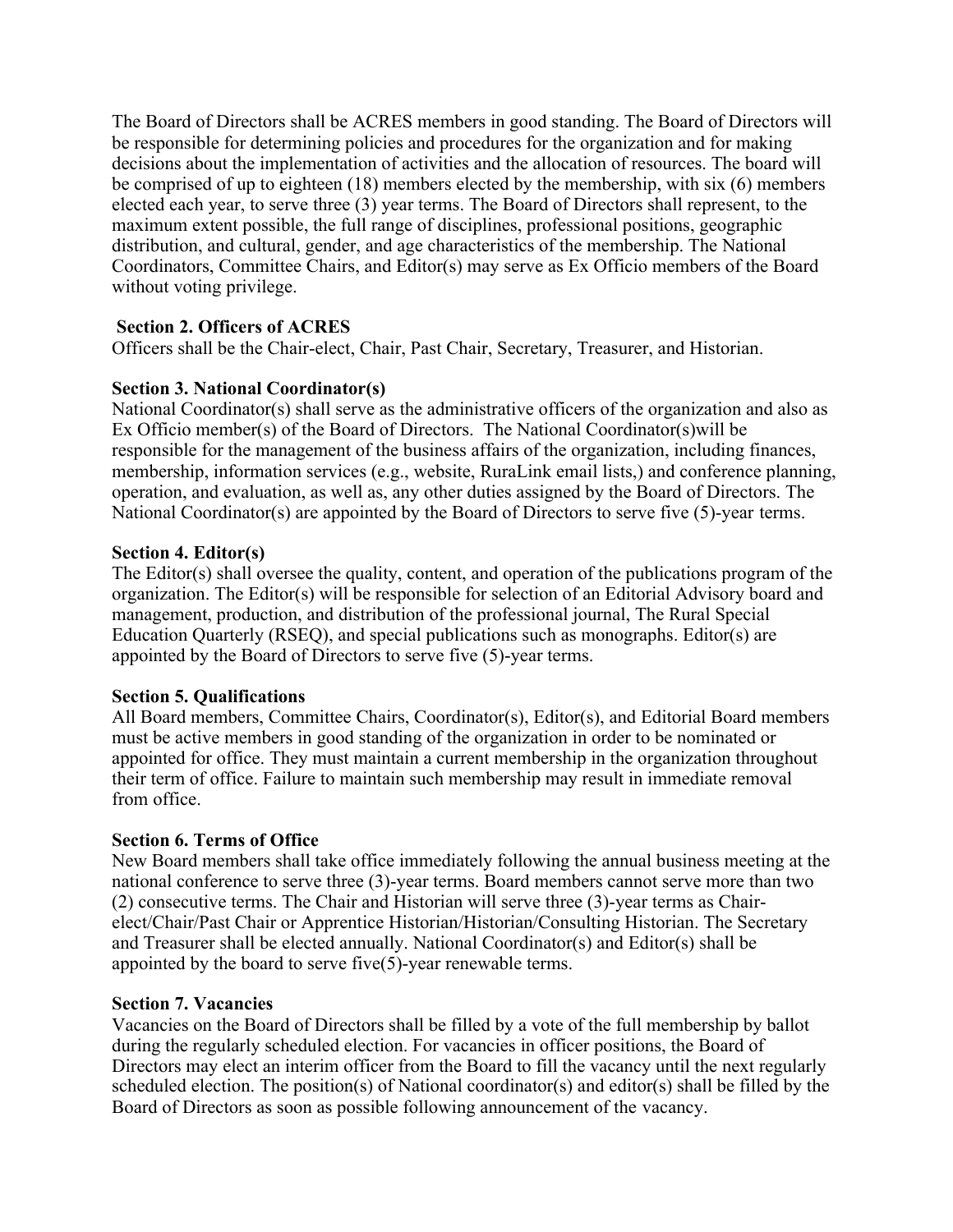The Board of Directors shall be ACRES members in good standing. The Board of Directors will be responsible for determining policies and procedures for the organization and for making decisions about the implementation of activities and the allocation of resources. The board will be comprised of up to eighteen (18) members elected by the membership, with six (6) members elected each year, to serve three (3) year terms. The Board of Directors shall represent, to the maximum extent possible, the full range of disciplines, professional positions, geographic distribution, and cultural, gender, and age characteristics of the membership. The National Coordinators, Committee Chairs, and Editor(s) may serve as Ex Officio members of the Board without voting privilege.

**Section 2. Officers of ACRES**
Officers shall be the Chair-elect, Chair, Past Chair, Secretary, Treasurer, and Historian.

**Section 3. National Coordinator(s)**
National Coordinator(s) shall serve as the administrative officers of the organization and also as Ex Officio member(s) of the Board of Directors. The National Coordinator(s)will be responsible for the management of the business affairs of the organization, including finances, membership, information services (e.g., website, RuraLink email lists,) and conference planning, operation, and evaluation, as well as, any other duties assigned by the Board of Directors. The National Coordinator(s) are appointed by the Board of Directors to serve five (5)-year terms.

**Section 4. Editor(s)**
The Editor(s) shall oversee the quality, content, and operation of the publications program of the organization. The Editor(s) will be responsible for selection of an Editorial Advisory board and management, production, and distribution of the professional journal, The Rural Special Education Quarterly (RSEQ), and special publications such as monographs. Editor(s) are appointed by the Board of Directors to serve five (5)-year terms.

**Section 5. Qualifications**
All Board members, Committee Chairs, Coordinator(s), Editor(s), and Editorial Board members must be active members in good standing of the organization in order to be nominated or appointed for office. They must maintain a current membership in the organization throughout their term of office. Failure to maintain such membership may result in immediate removal from office.

**Section 6. Terms of Office**
New Board members shall take office immediately following the annual business meeting at the national conference to serve three (3)-year terms. Board members cannot serve more than two (2) consecutive terms. The Chair and Historian will serve three (3)-year terms as Chair-elect/Chair/Past Chair or Apprentice Historian/Historian/Consulting Historian. The Secretary and Treasurer shall be elected annually. National Coordinator(s) and Editor(s) shall be appointed by the board to serve five(5)-year renewable terms.

**Section 7. Vacancies**
Vacancies on the Board of Directors shall be filled by a vote of the full membership by ballot during the regularly scheduled election. For vacancies in officer positions, the Board of Directors may elect an interim officer from the Board to fill the vacancy until the next regularly scheduled election. The position(s) of National coordinator(s) and editor(s) shall be filled by the Board of Directors as soon as possible following announcement of the vacancy.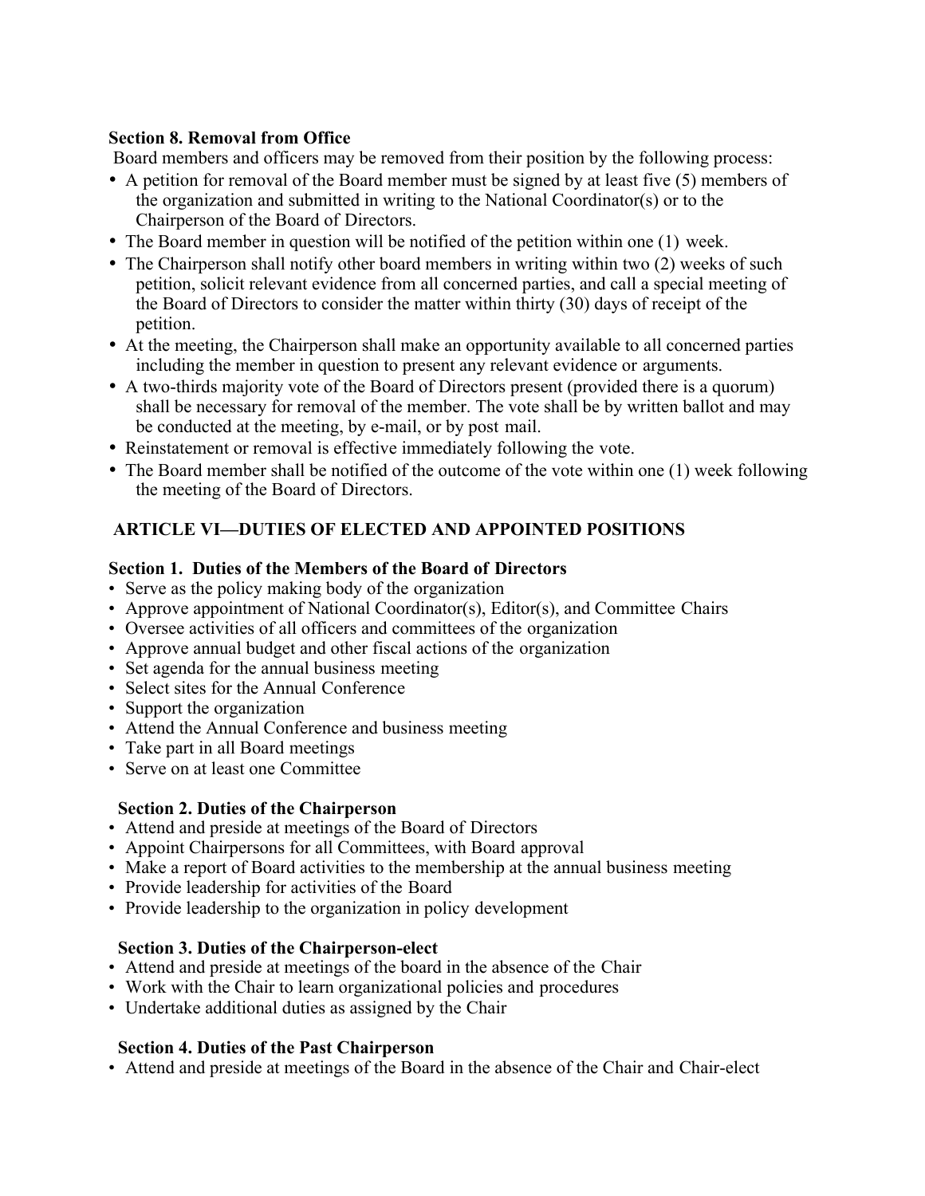### Section 8. Removal from Office

Board members and officers may be removed from their position by the following process:

- A petition for removal of the Board member must be signed by at least five (5) members of the organization and submitted in writing to the National Coordinator(s) or to the Chairperson of the Board of Directors.
- The Board member in question will be notified of the petition within one (1) week.
- The Chairperson shall notify other board members in writing within two (2) weeks of such petition, solicit relevant evidence from all concerned parties, and call a special meeting of the Board of Directors to consider the matter within thirty (30) days of receipt of the petition.
- At the meeting, the Chairperson shall make an opportunity available to all concerned parties including the member in question to present any relevant evidence or arguments.
- A two-thirds majority vote of the Board of Directors present (provided there is a quorum) shall be necessary for removal of the member. The vote shall be by written ballot and may be conducted at the meeting, by e-mail, or by post mail.
- Reinstatement or removal is effective immediately following the vote.
- The Board member shall be notified of the outcome of the vote within one (1) week following the meeting of the Board of Directors.

## ARTICLE VI—DUTIES OF ELECTED AND APPOINTED POSITIONS

### Section 1. Duties of the Members of the Board of Directors

- Serve as the policy making body of the organization
- Approve appointment of National Coordinator(s), Editor(s), and Committee Chairs
- Oversee activities of all officers and committees of the organization
- Approve annual budget and other fiscal actions of the organization
- Set agenda for the annual business meeting
- Select sites for the Annual Conference
- Support the organization
- Attend the Annual Conference and business meeting
- Take part in all Board meetings
- Serve on at least one Committee

### Section 2. Duties of the Chairperson

- Attend and preside at meetings of the Board of Directors
- Appoint Chairpersons for all Committees, with Board approval
- Make a report of Board activities to the membership at the annual business meeting
- Provide leadership for activities of the Board
- Provide leadership to the organization in policy development

### Section 3. Duties of the Chairperson-elect

- Attend and preside at meetings of the board in the absence of the Chair
- Work with the Chair to learn organizational policies and procedures
- Undertake additional duties as assigned by the Chair

### Section 4. Duties of the Past Chairperson

- Attend and preside at meetings of the Board in the absence of the Chair and Chair-elect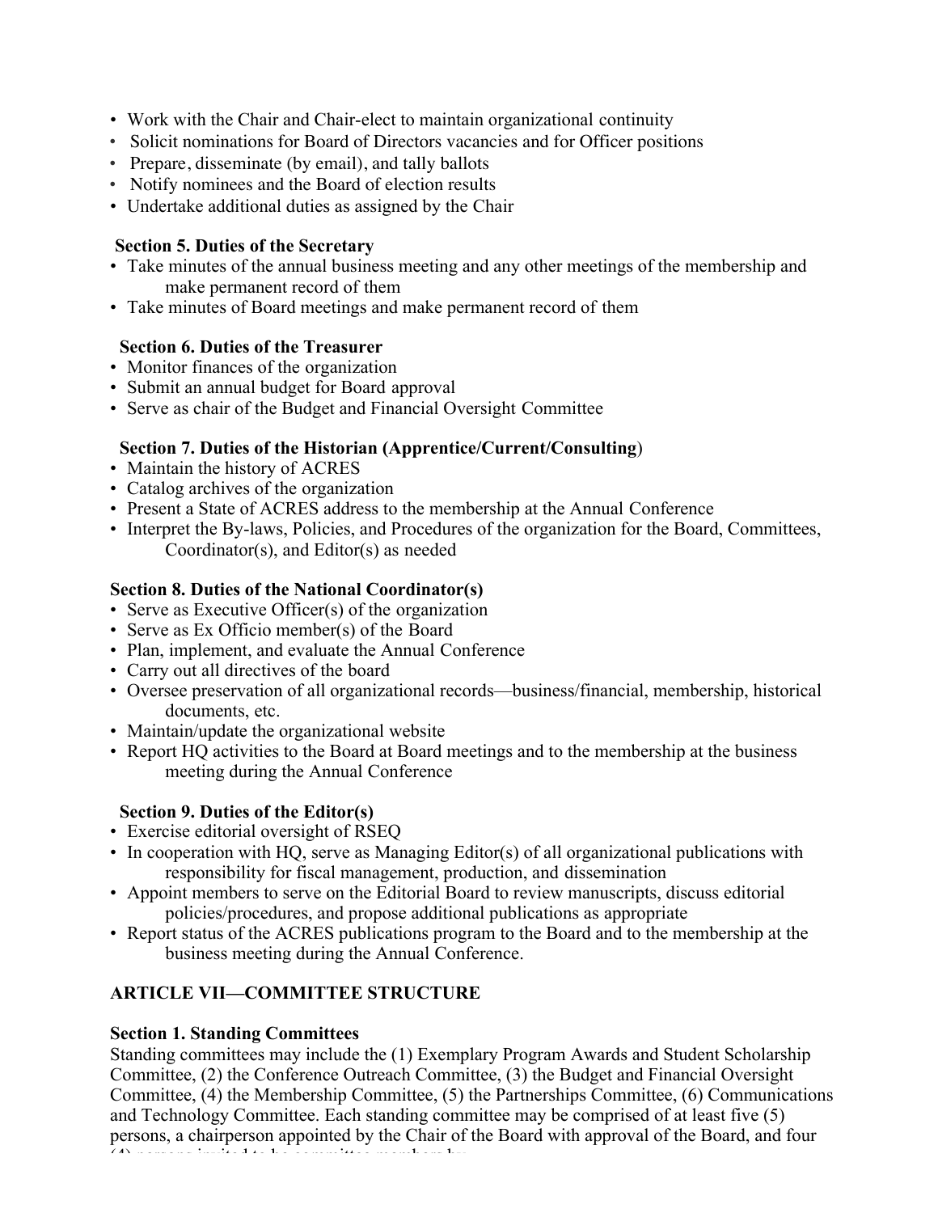- Work with the Chair and Chair-elect to maintain organizational continuity
- Solicit nominations for Board of Directors vacancies and for Officer positions
- Prepare, disseminate (by email), and tally ballots
- Notify nominees and the Board of election results
- Undertake additional duties as assigned by the Chair

**Section 5. Duties of the Secretary**

- Take minutes of the annual business meeting and any other meetings of the membership and make permanent record of them
- Take minutes of Board meetings and make permanent record of them

**Section 6. Duties of the Treasurer**

- Monitor finances of the organization
- Submit an annual budget for Board approval
- Serve as chair of the Budget and Financial Oversight Committee

**Section 7. Duties of the Historian (Apprentice/Current/Consulting)**

- Maintain the history of ACRES
- Catalog archives of the organization
- Present a State of ACRES address to the membership at the Annual Conference
- Interpret the By-laws, Policies, and Procedures of the organization for the Board, Committees, Coordinator(s), and Editor(s) as needed

**Section 8. Duties of the National Coordinator(s)**

- Serve as Executive Officer(s) of the organization
- Serve as Ex Officio member(s) of the Board
- Plan, implement, and evaluate the Annual Conference
- Carry out all directives of the board
- Oversee preservation of all organizational records—business/financial, membership, historical documents, etc.
- Maintain/update the organizational website
- Report HQ activities to the Board at Board meetings and to the membership at the business meeting during the Annual Conference

**Section 9. Duties of the Editor(s)**

- Exercise editorial oversight of RSEQ
- In cooperation with HQ, serve as Managing Editor(s) of all organizational publications with responsibility for fiscal management, production, and dissemination
- Appoint members to serve on the Editorial Board to review manuscripts, discuss editorial policies/procedures, and propose additional publications as appropriate
- Report status of the ACRES publications program to the Board and to the membership at the business meeting during the Annual Conference.

## ARTICLE VII—COMMITTEE STRUCTURE

**Section 1. Standing Committees**

Standing committees may include the (1) Exemplary Program Awards and Student Scholarship Committee, (2) the Conference Outreach Committee, (3) the Budget and Financial Oversight Committee, (4) the Membership Committee, (5) the Partnerships Committee, (6) Communications and Technology Committee. Each standing committee may be comprised of at least five (5) persons, a chairperson appointed by the Chair of the Board with approval of the Board, and four (4) persons invited to be committee members by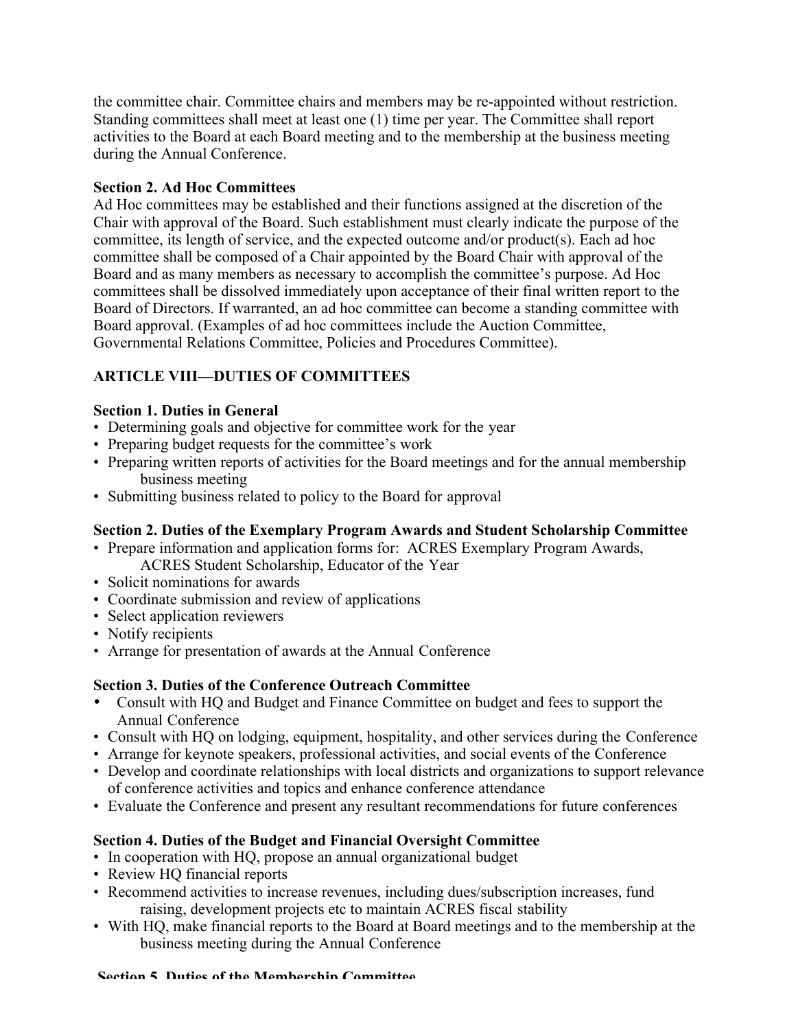the committee chair. Committee chairs and members may be re-appointed without restriction. Standing committees shall meet at least one (1) time per year. The Committee shall report activities to the Board at each Board meeting and to the membership at the business meeting during the Annual Conference.

**Section 2. Ad Hoc Committees**

Ad Hoc committees may be established and their functions assigned at the discretion of the Chair with approval of the Board. Such establishment must clearly indicate the purpose of the committee, its length of service, and the expected outcome and/or product(s). Each ad hoc committee shall be composed of a Chair appointed by the Board Chair with approval of the Board and as many members as necessary to accomplish the committee's purpose. Ad Hoc committees shall be dissolved immediately upon acceptance of their final written report to the Board of Directors. If warranted, an ad hoc committee can become a standing committee with Board approval. (Examples of ad hoc committees include the Auction Committee, Governmental Relations Committee, Policies and Procedures Committee).

## ARTICLE VIII—DUTIES OF COMMITTEES

**Section 1. Duties in General**

- Determining goals and objective for committee work for the year
- Preparing budget requests for the committee's work
- Preparing written reports of activities for the Board meetings and for the annual membership business meeting
- Submitting business related to policy to the Board for approval

**Section 2. Duties of the Exemplary Program Awards and Student Scholarship Committee**

- Prepare information and application forms for: ACRES Exemplary Program Awards, ACRES Student Scholarship, Educator of the Year
- Solicit nominations for awards
- Coordinate submission and review of applications
- Select application reviewers
- Notify recipients
- Arrange for presentation of awards at the Annual Conference

**Section 3. Duties of the Conference Outreach Committee**

- Consult with HQ and Budget and Finance Committee on budget and fees to support the Annual Conference
- Consult with HQ on lodging, equipment, hospitality, and other services during the Conference
- Arrange for keynote speakers, professional activities, and social events of the Conference
- Develop and coordinate relationships with local districts and organizations to support relevance of conference activities and topics and enhance conference attendance
- Evaluate the Conference and present any resultant recommendations for future conferences

**Section 4. Duties of the Budget and Financial Oversight Committee**

- In cooperation with HQ, propose an annual organizational budget
- Review HQ financial reports
- Recommend activities to increase revenues, including dues/subscription increases, fund raising, development projects etc to maintain ACRES fiscal stability
- With HQ, make financial reports to the Board at Board meetings and to the membership at the business meeting during the Annual Conference

**Section 5. Duties of the Membership Committee**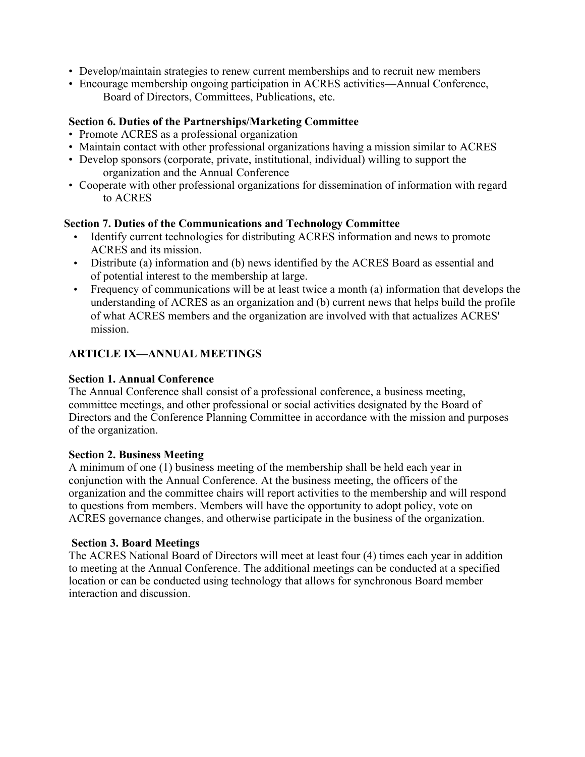- Develop/maintain strategies to renew current memberships and to recruit new members
- Encourage membership ongoing participation in ACRES activities—Annual Conference, Board of Directors, Committees, Publications, etc.

**Section 6. Duties of the Partnerships/Marketing Committee**

- Promote ACRES as a professional organization
- Maintain contact with other professional organizations having a mission similar to ACRES
- Develop sponsors (corporate, private, institutional, individual) willing to support the organization and the Annual Conference
- Cooperate with other professional organizations for dissemination of information with regard to ACRES

**Section 7. Duties of the Communications and Technology Committee**

- Identify current technologies for distributing ACRES information and news to promote ACRES and its mission.
- Distribute (a) information and (b) news identified by the ACRES Board as essential and of potential interest to the membership at large.
- Frequency of communications will be at least twice a month (a) information that develops the understanding of ACRES as an organization and (b) current news that helps build the profile of what ACRES members and the organization are involved with that actualizes ACRES' mission.

## ARTICLE IX—ANNUAL MEETINGS

**Section 1. Annual Conference**

The Annual Conference shall consist of a professional conference, a business meeting, committee meetings, and other professional or social activities designated by the Board of Directors and the Conference Planning Committee in accordance with the mission and purposes of the organization.

**Section 2. Business Meeting**

A minimum of one (1) business meeting of the membership shall be held each year in conjunction with the Annual Conference. At the business meeting, the officers of the organization and the committee chairs will report activities to the membership and will respond to questions from members. Members will have the opportunity to adopt policy, vote on ACRES governance changes, and otherwise participate in the business of the organization.

**Section 3. Board Meetings**

The ACRES National Board of Directors will meet at least four (4) times each year in addition to meeting at the Annual Conference. The additional meetings can be conducted at a specified location or can be conducted using technology that allows for synchronous Board member interaction and discussion.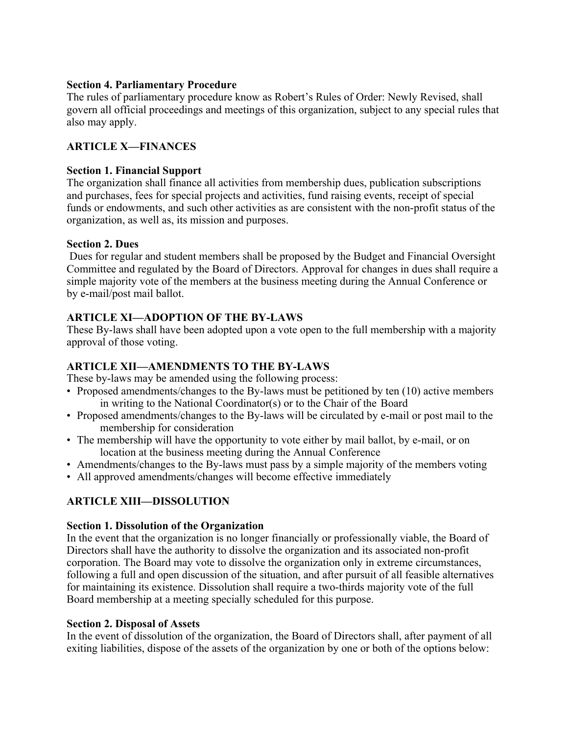**Section 4. Parliamentary Procedure**
The rules of parliamentary procedure know as Robert's Rules of Order: Newly Revised, shall govern all official proceedings and meetings of this organization, subject to any special rules that also may apply.

## ARTICLE X—FINANCES

**Section 1. Financial Support**
The organization shall finance all activities from membership dues, publication subscriptions and purchases, fees for special projects and activities, fund raising events, receipt of special funds or endowments, and such other activities as are consistent with the non-profit status of the organization, as well as, its mission and purposes.

**Section 2. Dues**
Dues for regular and student members shall be proposed by the Budget and Financial Oversight Committee and regulated by the Board of Directors. Approval for changes in dues shall require a simple majority vote of the members at the business meeting during the Annual Conference or by e-mail/post mail ballot.

## ARTICLE XI—ADOPTION OF THE BY-LAWS

These By-laws shall have been adopted upon a vote open to the full membership with a majority approval of those voting.

## ARTICLE XII—AMENDMENTS TO THE BY-LAWS

These by-laws may be amended using the following process:

- Proposed amendments/changes to the By-laws must be petitioned by ten (10) active members in writing to the National Coordinator(s) or to the Chair of the Board
- Proposed amendments/changes to the By-laws will be circulated by e-mail or post mail to the membership for consideration
- The membership will have the opportunity to vote either by mail ballot, by e-mail, or on location at the business meeting during the Annual Conference
- Amendments/changes to the By-laws must pass by a simple majority of the members voting
- All approved amendments/changes will become effective immediately

## ARTICLE XIII—DISSOLUTION

**Section 1. Dissolution of the Organization**
In the event that the organization is no longer financially or professionally viable, the Board of Directors shall have the authority to dissolve the organization and its associated non-profit corporation. The Board may vote to dissolve the organization only in extreme circumstances, following a full and open discussion of the situation, and after pursuit of all feasible alternatives for maintaining its existence. Dissolution shall require a two-thirds majority vote of the full Board membership at a meeting specially scheduled for this purpose.

**Section 2. Disposal of Assets**
In the event of dissolution of the organization, the Board of Directors shall, after payment of all exiting liabilities, dispose of the assets of the organization by one or both of the options below: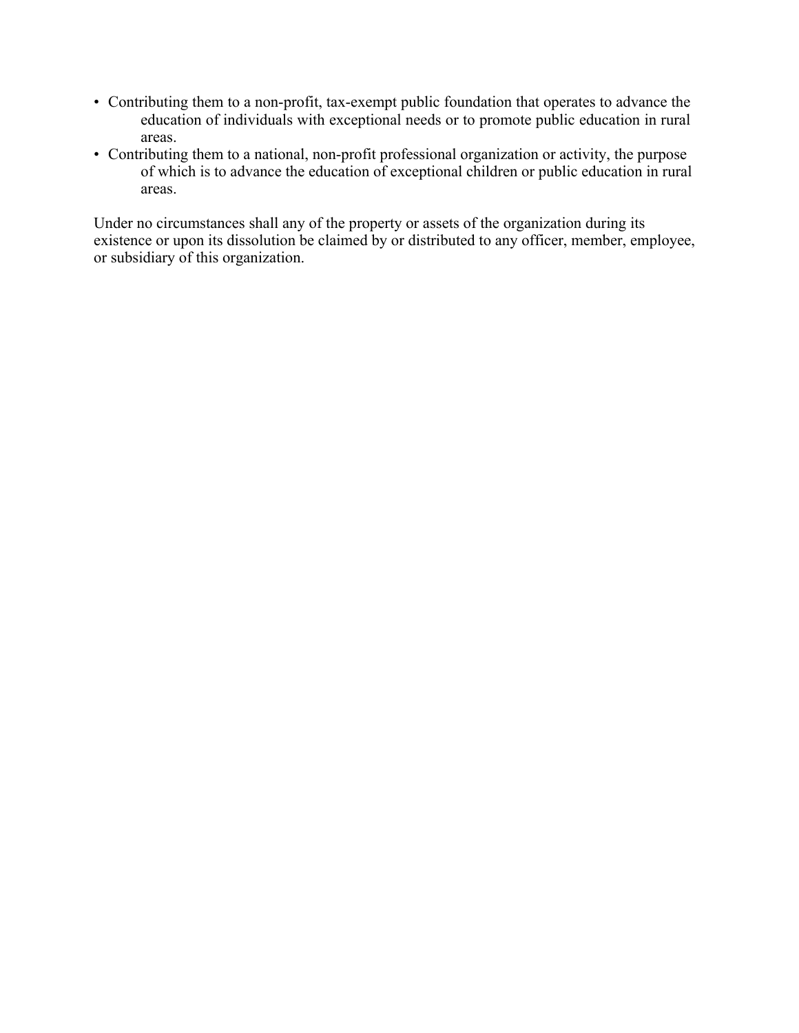- Contributing them to a non-profit, tax-exempt public foundation that operates to advance the education of individuals with exceptional needs or to promote public education in rural areas.
- Contributing them to a national, non-profit professional organization or activity, the purpose of which is to advance the education of exceptional children or public education in rural areas.

Under no circumstances shall any of the property or assets of the organization during its existence or upon its dissolution be claimed by or distributed to any officer, member, employee, or subsidiary of this organization.